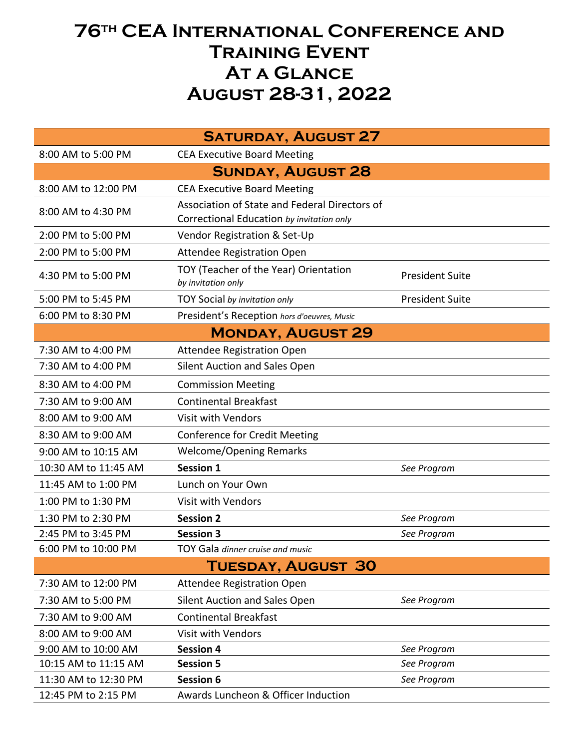# 76th CEA International Conference and Training Event
# At a Glance
# August 28-31, 2022

| Saturday, August 27 | | |
|---|---|---|
| 8:00 AM to 5:00 PM | CEA Executive Board Meeting | |
| **Sunday, August 28** | | |
| 8:00 AM to 12:00 PM | CEA Executive Board Meeting | |
| 8:00 AM to 4:30 PM | Association of State and Federal Directors of Correctional Education *by invitation only* | |
| 2:00 PM to 5:00 PM | Vendor Registration & Set-Up | |
| 2:00 PM to 5:00 PM | Attendee Registration Open | |
| 4:30 PM to 5:00 PM | TOY (Teacher of the Year) Orientation *by invitation only* | President Suite |
| 5:00 PM to 5:45 PM | TOY Social *by invitation only* | President Suite |
| 6:00 PM to 8:30 PM | President's Reception *hors d'oeuvres, Music* | |
| **Monday, August 29** | | |
| 7:30 AM to 4:00 PM | Attendee Registration Open | |
| 7:30 AM to 4:00 PM | Silent Auction and Sales Open | |
| 8:30 AM to 4:00 PM | Commission Meeting | |
| 7:30 AM to 9:00 AM | Continental Breakfast | |
| 8:00 AM to 9:00 AM | Visit with Vendors | |
| 8:30 AM to 9:00 AM | Conference for Credit Meeting | |
| 9:00 AM to 10:15 AM | Welcome/Opening Remarks | |
| 10:30 AM to 11:45 AM | **Session 1** | *See Program* |
| 11:45 AM to 1:00 PM | Lunch on Your Own | |
| 1:00 PM to 1:30 PM | Visit with Vendors | |
| 1:30 PM to 2:30 PM | **Session 2** | *See Program* |
| 2:45 PM to 3:45 PM | **Session 3** | *See Program* |
| 6:00 PM to 10:00 PM | TOY Gala *dinner cruise and music* | |
| **Tuesday, August 30** | | |
| 7:30 AM to 12:00 PM | Attendee Registration Open | |
| 7:30 AM to 5:00 PM | Silent Auction and Sales Open | *See Program* |
| 7:30 AM to 9:00 AM | Continental Breakfast | |
| 8:00 AM to 9:00 AM | Visit with Vendors | |
| 9:00 AM to 10:00 AM | **Session 4** | *See Program* |
| 10:15 AM to 11:15 AM | **Session 5** | *See Program* |
| 11:30 AM to 12:30 PM | **Session 6** | *See Program* |
| 12:45 PM to 2:15 PM | Awards Luncheon & Officer Induction | |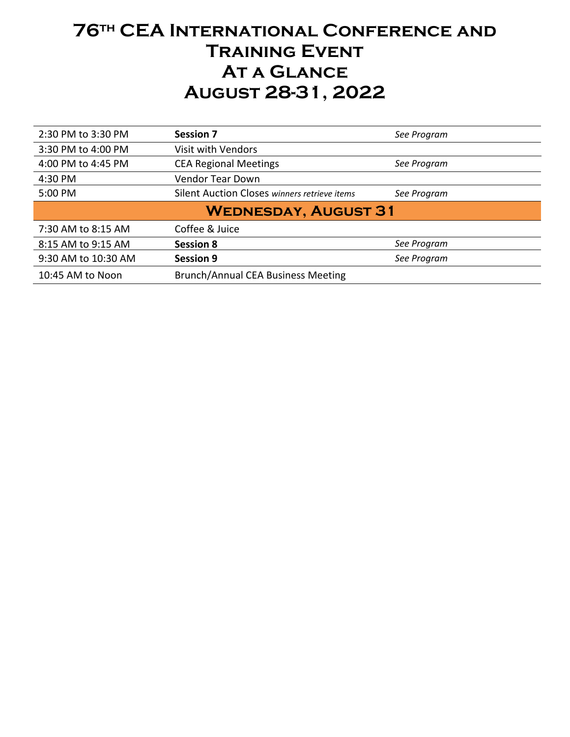# 76th CEA International Conference and Training Event
# At a Glance
# August 28-31, 2022

| | | |
|---|---|---|
| 2:30 PM to 3:30 PM | **Session 7** | *See Program* |
| 3:30 PM to 4:00 PM | Visit with Vendors | |
| 4:00 PM to 4:45 PM | CEA Regional Meetings | *See Program* |
| 4:30 PM | Vendor Tear Down | |
| 5:00 PM | Silent Auction Closes *winners retrieve items* | *See Program* |
| **Wednesday, August 31** | | |
| 7:30 AM to 8:15 AM | Coffee & Juice | |
| 8:15 AM to 9:15 AM | **Session 8** | *See Program* |
| 9:30 AM to 10:30 AM | **Session 9** | *See Program* |
| 10:45 AM to Noon | Brunch/Annual CEA Business Meeting | |